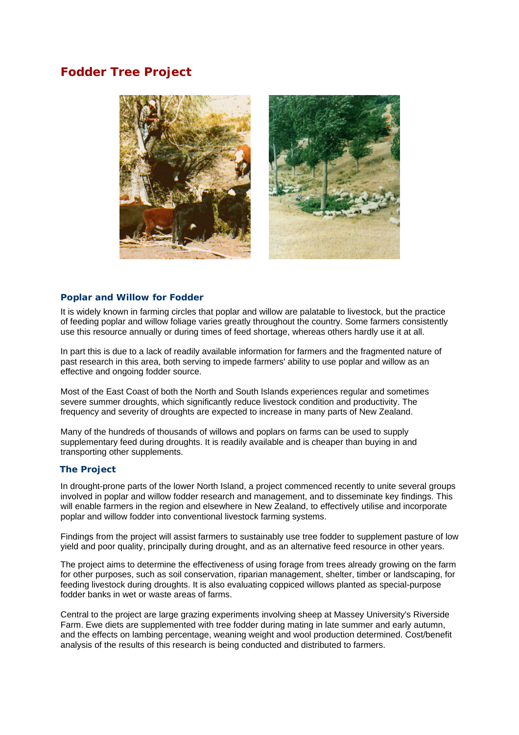# Fodder Tree Project

## Poplar and Willow for Fodder

It is widely known in farming circles that poplar and willow are palatable to livestock, but the practice of feeding poplar and willow foliage varies greatly throughout the country. Some farmers consistently use this resource annually or during times of feed shortage, whereas others hardly use it at all.

In part this is due to a lack of readily available information for farmers and the fragmented nature of past research in this area, both serving to impede farmers' ability to use poplar and willow as an effective and ongoing fodder source.

Most of the East Coast of both the North and South Islands experiences regular and sometimes severe summer droughts, which significantly reduce livestock condition and productivity. The frequency and severity of droughts are expected to increase in many parts of New Zealand.

Many of the hundreds of thousands of willows and poplars on farms can be used to supply supplementary feed during droughts. It is readily available and is cheaper than buying in and transporting other supplements.

## The Project

In drought-prone parts of the lower North Island, a project commenced recently to unite several groups involved in poplar and willow fodder research and management, and to disseminate key findings. This will enable farmers in the region and elsewhere in New Zealand, to effectively utilise and incorporate poplar and willow fodder into conventional livestock farming systems.

Findings from the project will assist farmers to sustainably use tree fodder to supplement pasture of low yield and poor quality, principally during drought, and as an alternative feed resource in other years.

The project aims to determine the effectiveness of using forage from trees already growing on the farm for other purposes, such as soil conservation, riparian management, shelter, timber or landscaping, for feeding livestock during droughts. It is also evaluating coppiced willows planted as special-purpose fodder banks in wet or waste areas of farms.

Central to the project are large grazing experiments involving sheep at Massey University's Riverside Farm. Ewe diets are supplemented with tree fodder during mating in late summer and early autumn, and the effects on lambing percentage, weaning weight and wool production determined. Cost/benefit analysis of the results of this research is being conducted and distributed to farmers.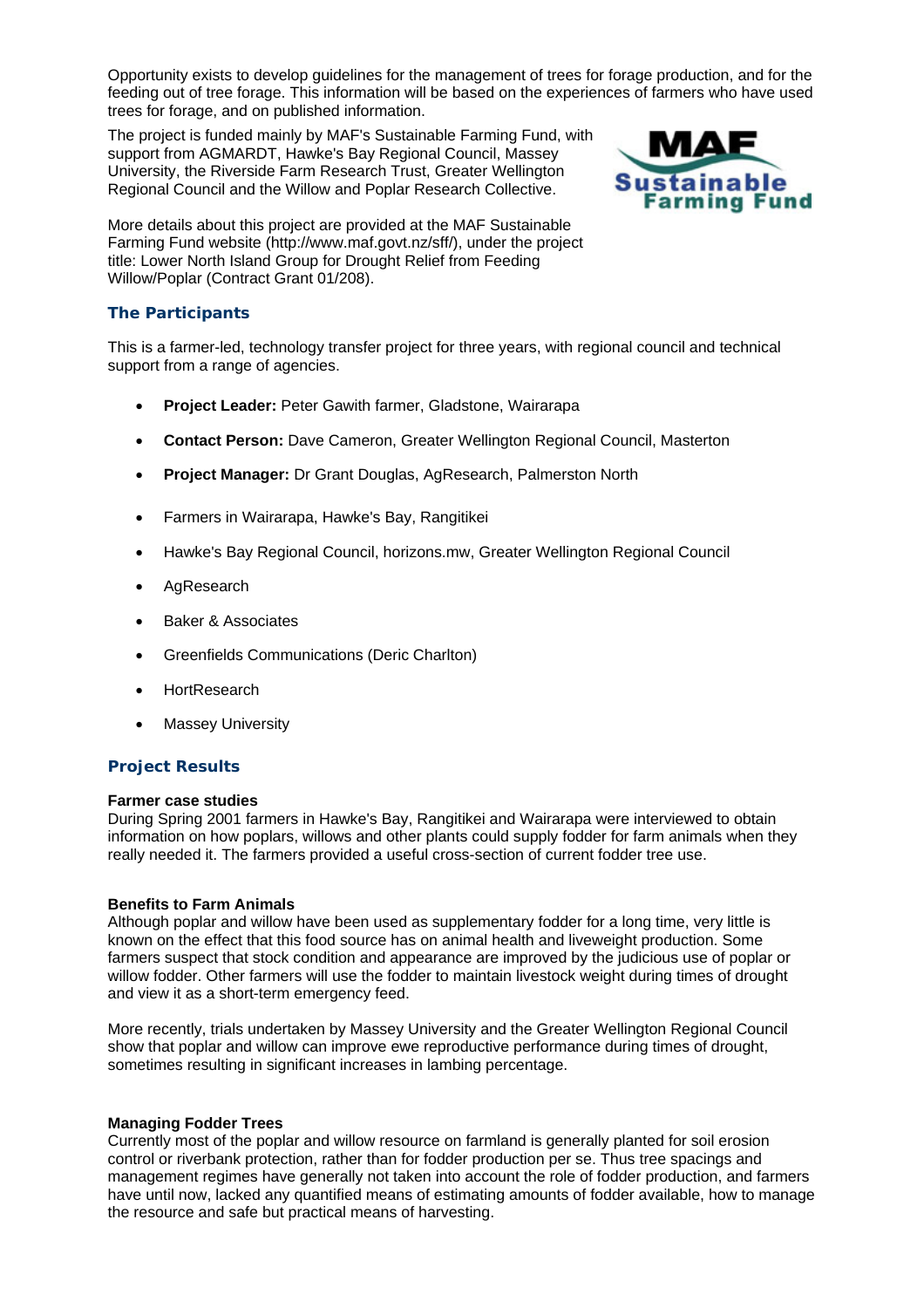Opportunity exists to develop guidelines for the management of trees for forage production, and for the feeding out of tree forage. This information will be based on the experiences of farmers who have used trees for forage, and on published information.

The project is funded mainly by MAF's Sustainable Farming Fund, with support from AGMARDT, Hawke's Bay Regional Council, Massey University, the Riverside Farm Research Trust, Greater Wellington Regional Council and the Willow and Poplar Research Collective.

More details about this project are provided at the MAF Sustainable Farming Fund website (http://www.maf.govt.nz/sff/), under the project title: Lower North Island Group for Drought Relief from Feeding Willow/Poplar (Contract Grant 01/208).

## The Participants

This is a farmer-led, technology transfer project for three years, with regional council and technical support from a range of agencies.

- **Project Leader:** Peter Gawith farmer, Gladstone, Wairarapa
- **Contact Person:** Dave Cameron, Greater Wellington Regional Council, Masterton
- **Project Manager:** Dr Grant Douglas, AgResearch, Palmerston North
- Farmers in Wairarapa, Hawke's Bay, Rangitikei
- Hawke's Bay Regional Council, horizons.mw, Greater Wellington Regional Council
- AgResearch
- Baker & Associates
- Greenfields Communications (Deric Charlton)
- HortResearch
- Massey University

## Project Results

**Farmer case studies**
During Spring 2001 farmers in Hawke's Bay, Rangitikei and Wairarapa were interviewed to obtain information on how poplars, willows and other plants could supply fodder for farm animals when they really needed it. The farmers provided a useful cross-section of current fodder tree use.

**Benefits to Farm Animals**
Although poplar and willow have been used as supplementary fodder for a long time, very little is known on the effect that this food source has on animal health and liveweight production. Some farmers suspect that stock condition and appearance are improved by the judicious use of poplar or willow fodder. Other farmers will use the fodder to maintain livestock weight during times of drought and view it as a short-term emergency feed.

More recently, trials undertaken by Massey University and the Greater Wellington Regional Council show that poplar and willow can improve ewe reproductive performance during times of drought, sometimes resulting in significant increases in lambing percentage.

**Managing Fodder Trees**
Currently most of the poplar and willow resource on farmland is generally planted for soil erosion control or riverbank protection, rather than for fodder production per se. Thus tree spacings and management regimes have generally not taken into account the role of fodder production, and farmers have until now, lacked any quantified means of estimating amounts of fodder available, how to manage the resource and safe but practical means of harvesting.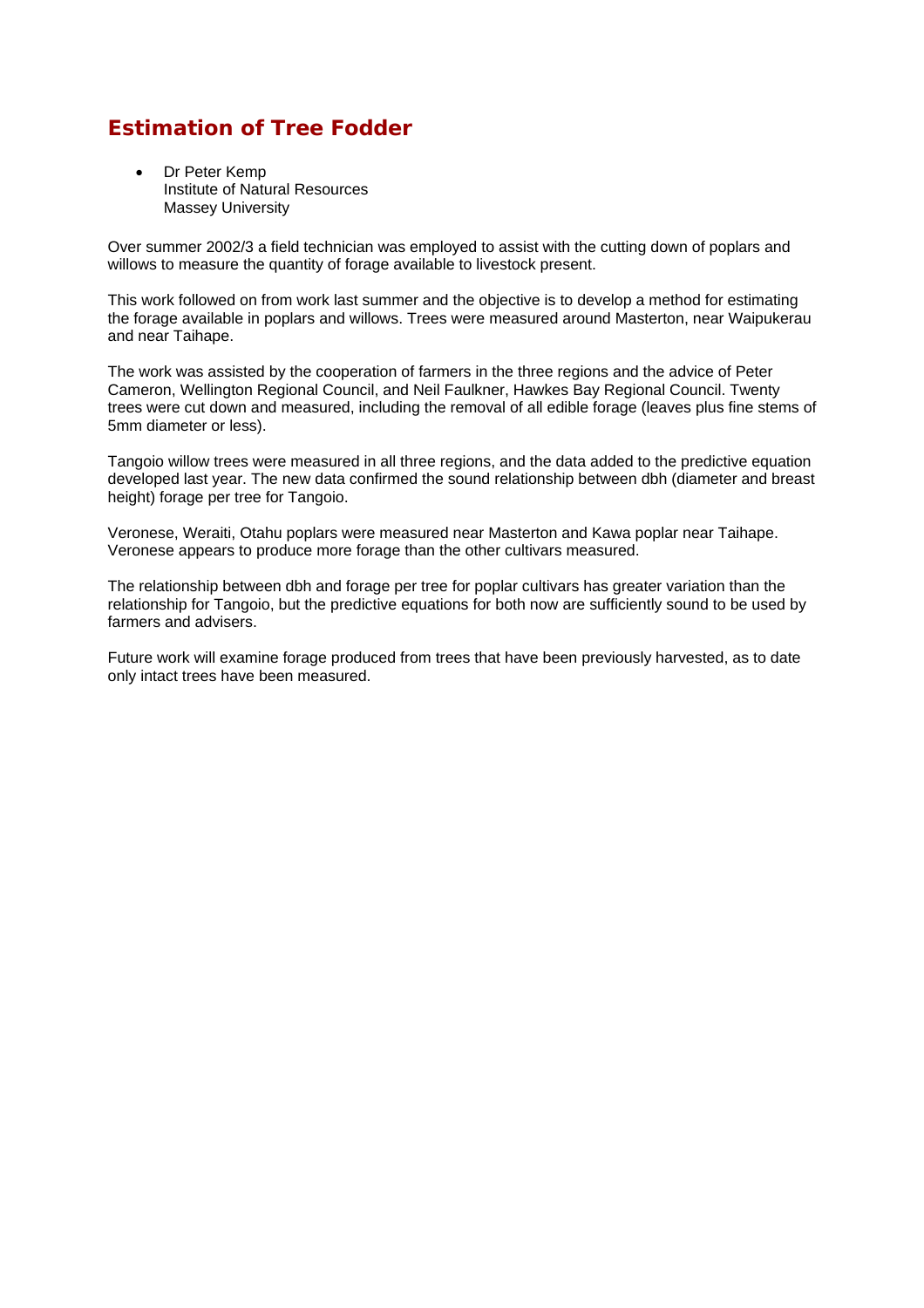## Estimation of Tree Fodder

- Dr Peter Kemp
  Institute of Natural Resources
  Massey University

Over summer 2002/3 a field technician was employed to assist with the cutting down of poplars and willows to measure the quantity of forage available to livestock present.

This work followed on from work last summer and the objective is to develop a method for estimating the forage available in poplars and willows. Trees were measured around Masterton, near Waipukerau and near Taihape.

The work was assisted by the cooperation of farmers in the three regions and the advice of Peter Cameron, Wellington Regional Council, and Neil Faulkner, Hawkes Bay Regional Council. Twenty trees were cut down and measured, including the removal of all edible forage (leaves plus fine stems of 5mm diameter or less).

Tangoio willow trees were measured in all three regions, and the data added to the predictive equation developed last year. The new data confirmed the sound relationship between dbh (diameter and breast height) forage per tree for Tangoio.

Veronese, Weraiti, Otahu poplars were measured near Masterton and Kawa poplar near Taihape. Veronese appears to produce more forage than the other cultivars measured.

The relationship between dbh and forage per tree for poplar cultivars has greater variation than the relationship for Tangoio, but the predictive equations for both now are sufficiently sound to be used by farmers and advisers.

Future work will examine forage produced from trees that have been previously harvested, as to date only intact trees have been measured.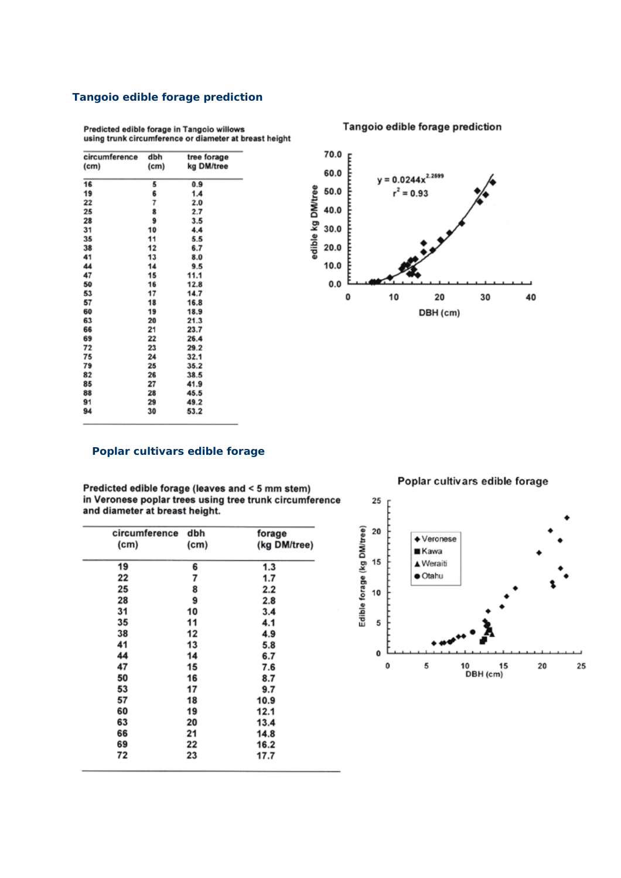## Tangoio edible forage prediction

Predicted edible forage in Tangoio willows using trunk circumference or diameter at breast height

| circumference (cm) | dbh (cm) | tree forage kg DM/tree |
|---|---|---|
| 16 | 5 | 0.9 |
| 19 | 6 | 1.4 |
| 22 | 7 | 2.0 |
| 25 | 8 | 2.7 |
| 28 | 9 | 3.5 |
| 31 | 10 | 4.4 |
| 35 | 11 | 5.5 |
| 38 | 12 | 6.7 |
| 41 | 13 | 8.0 |
| 44 | 14 | 9.5 |
| 47 | 15 | 11.1 |
| 50 | 16 | 12.8 |
| 53 | 17 | 14.7 |
| 57 | 18 | 16.8 |
| 60 | 19 | 18.9 |
| 63 | 20 | 21.3 |
| 66 | 21 | 23.7 |
| 69 | 22 | 26.4 |
| 72 | 23 | 29.2 |
| 75 | 24 | 32.1 |
| 79 | 25 | 35.2 |
| 82 | 26 | 38.5 |
| 85 | 27 | 41.9 |
| 88 | 28 | 45.5 |
| 91 | 29 | 49.2 |
| 94 | 30 | 53.2 |

Tangoio edible forage prediction

$y = 0.0244x^{2.2699}$

$r^2 = 0.93$

## Poplar cultivars edible forage

Predicted edible forage (leaves and < 5 mm stem) in Veronese poplar trees using tree trunk circumference and diameter at breast height.

| circumference (cm) | dbh (cm) | forage (kg DM/tree) |
|---|---|---|
| 19 | 6 | 1.3 |
| 22 | 7 | 1.7 |
| 25 | 8 | 2.2 |
| 28 | 9 | 2.8 |
| 31 | 10 | 3.4 |
| 35 | 11 | 4.1 |
| 38 | 12 | 4.9 |
| 41 | 13 | 5.8 |
| 44 | 14 | 6.7 |
| 47 | 15 | 7.6 |
| 50 | 16 | 8.7 |
| 53 | 17 | 9.7 |
| 57 | 18 | 10.9 |
| 60 | 19 | 12.1 |
| 63 | 20 | 13.4 |
| 66 | 21 | 14.8 |
| 69 | 22 | 16.2 |
| 72 | 23 | 17.7 |

Poplar cultivars edible forage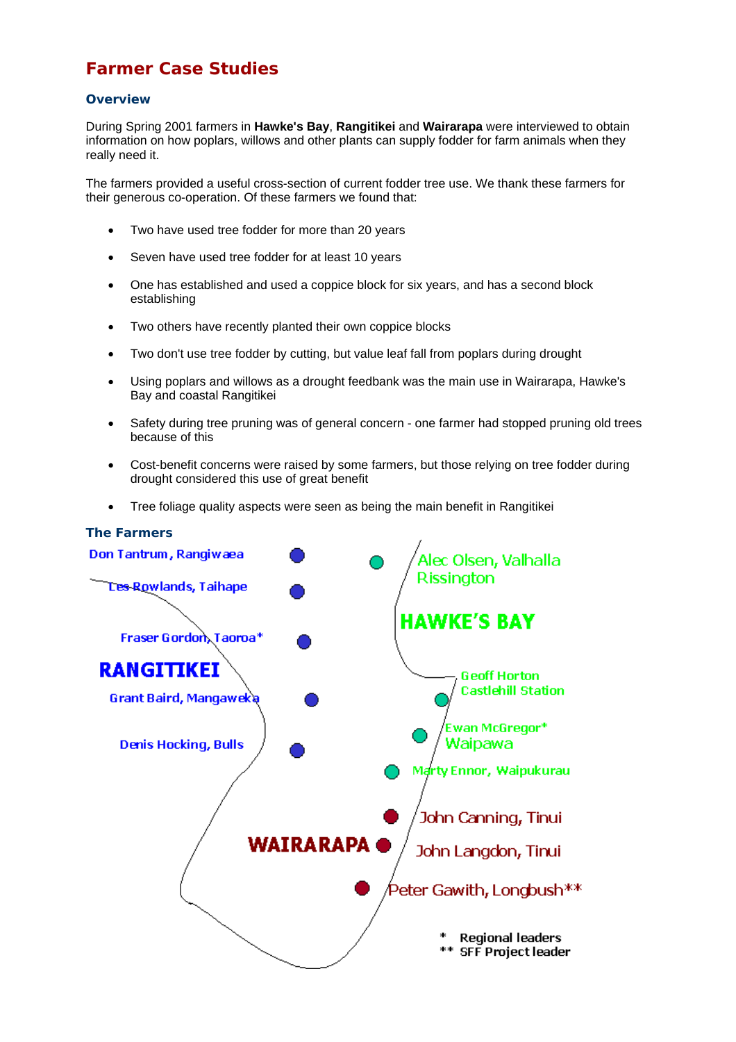# Farmer Case Studies

## Overview

During Spring 2001 farmers in **Hawke's Bay**, **Rangitikei** and **Wairarapa** were interviewed to obtain information on how poplars, willows and other plants can supply fodder for farm animals when they really need it.

The farmers provided a useful cross-section of current fodder tree use. We thank these farmers for their generous co-operation. Of these farmers we found that:

- Two have used tree fodder for more than 20 years
- Seven have used tree fodder for at least 10 years
- One has established and used a coppice block for six years, and has a second block establishing
- Two others have recently planted their own coppice blocks
- Two don't use tree fodder by cutting, but value leaf fall from poplars during drought
- Using poplars and willows as a drought feedbank was the main use in Wairarapa, Hawke's Bay and coastal Rangitikei
- Safety during tree pruning was of general concern - one farmer had stopped pruning old trees because of this
- Cost-benefit concerns were raised by some farmers, but those relying on tree fodder during drought considered this use of great benefit
- Tree foliage quality aspects were seen as being the main benefit in Rangitikei

## The Farmers

RANGITIKEI

Don Tantrum, Rangiwaea

Les Rowlands, Taihape

Fraser Gordon, Taoroa*

Grant Baird, Mangaweka

Denis Hocking, Bulls

HAWKE'S BAY

Alec Olsen, Valhalla Rissington

Geoff Horton Castlehill Station

Ewan McGregor* Waipawa

Marty Ennor, Waipukurau

WAIRARAPA

John Canning, Tinui

John Langdon, Tinui

Peter Gawith, Longbush**

\* Regional leaders

\** SFF Project leader